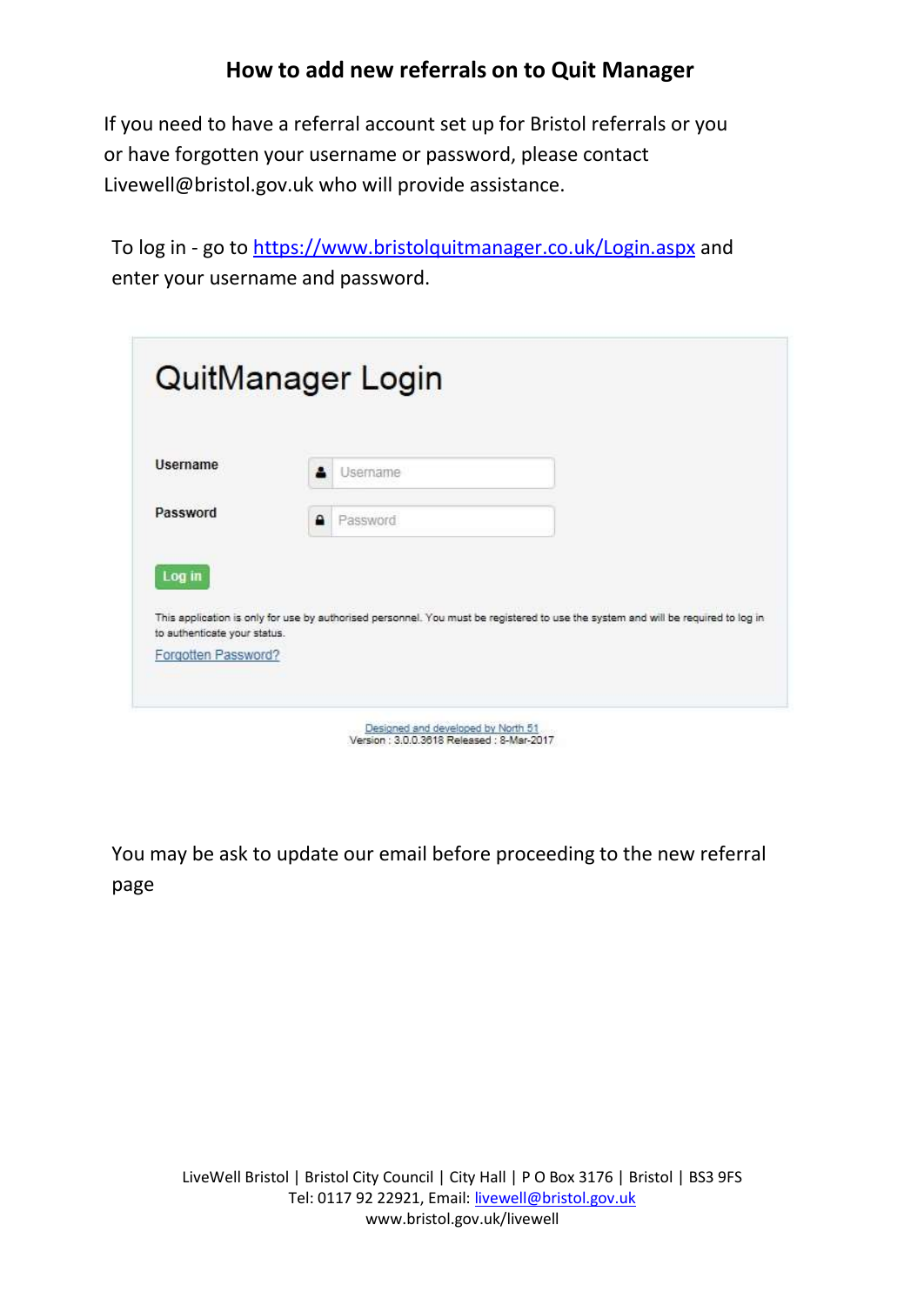# How to add new referrals on to Quit Manager

If you need to have a referral account set up for Bristol referrals or you or have forgotten your username or password, please contact Livewell@bristol.gov.uk who will provide assistance.

To log in - go to https://www.bristolquitmanager.co.uk/Login.aspx and enter your username and password.

## QuitManager Login

**Username** Username

**Password** Password

**Log in**

This application is only for use by authorised personnel. You must be registered to use the system and will be required to log in to authenticate your status.

Forgotten Password?

Designed and developed by North 51
Version : 3.0.0.3618 Released : 8-Mar-2017

You may be ask to update our email before proceeding to the new referral page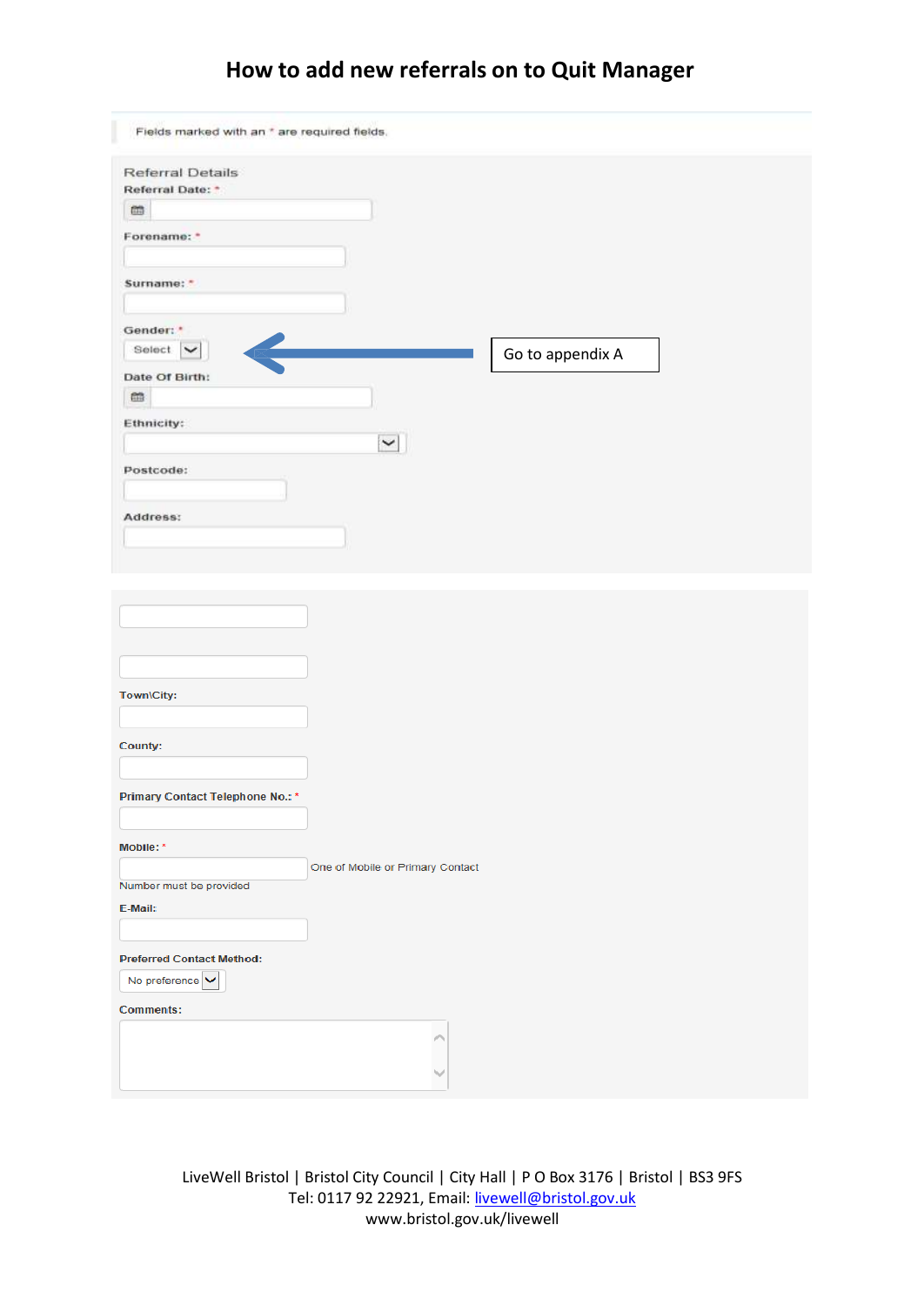# How to add new referrals on to Quit Manager

Fields marked with an * are required fields.

Referral Details

Referral Date: *

Forename: *

Surname: *

Gender: *

Select

Go to appendix A

Date Of Birth:

Ethnicity:

Postcode:

Address:

Town\City:

County:

Primary Contact Telephone No.: *

Mobile: *

One of Mobile or Primary Contact Number must be provided

E-Mail:

Preferred Contact Method:

No preference

Comments:

LiveWell Bristol | Bristol City Council | City Hall | P O Box 3176 | Bristol | BS3 9FS
Tel: 0117 92 22921, Email: livewell@bristol.gov.uk
www.bristol.gov.uk/livewell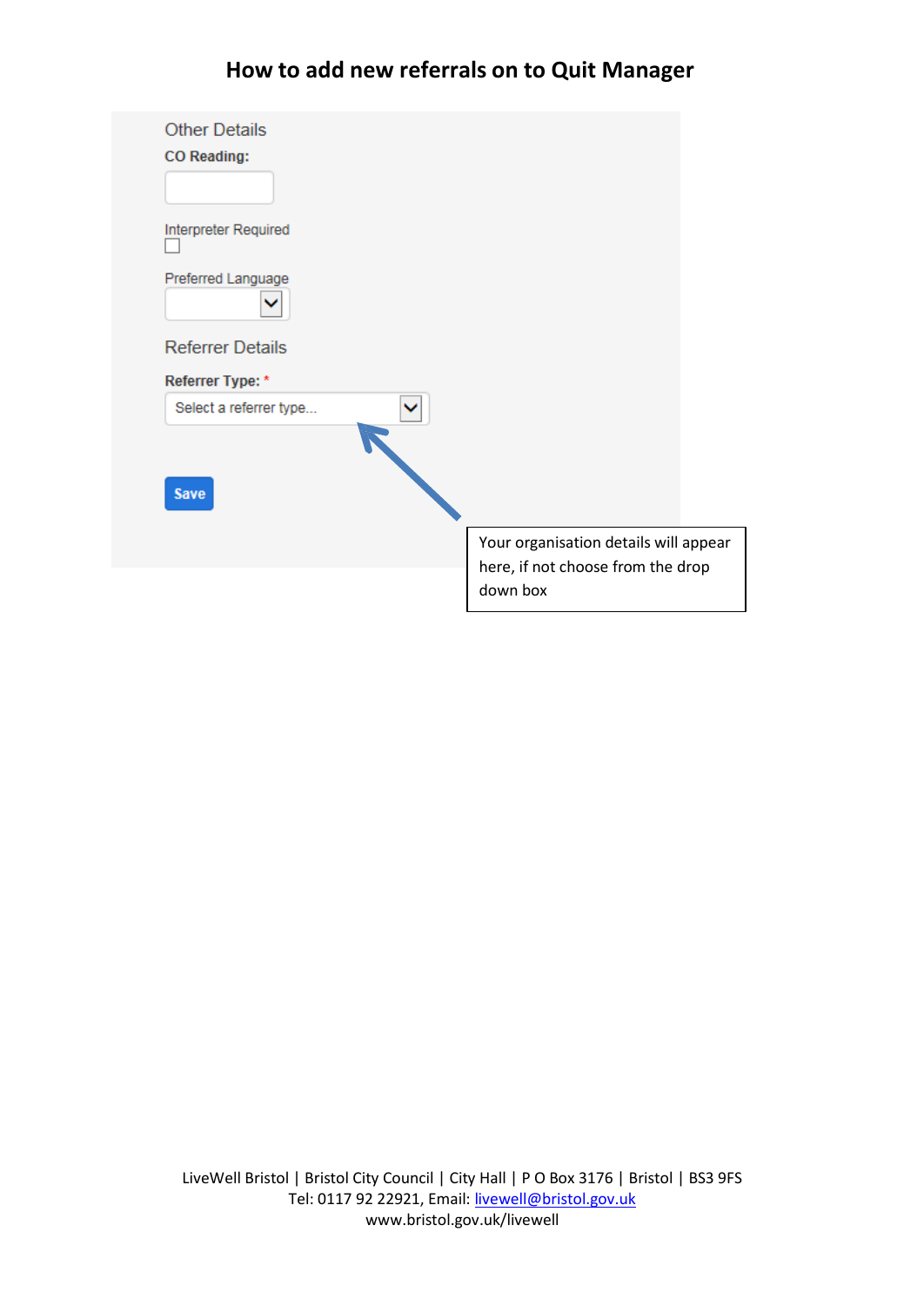# How to add new referrals on to Quit Manager

Other Details

**CO Reading:**

Interpreter Required

Preferred Language

Referrer Details

**Referrer Type:** *

Select a referrer type...

Save

Your organisation details will appear here, if not choose from the drop down box

LiveWell Bristol | Bristol City Council | City Hall | P O Box 3176 | Bristol | BS3 9FS
Tel: 0117 92 22921, Email: livewell@bristol.gov.uk
www.bristol.gov.uk/livewell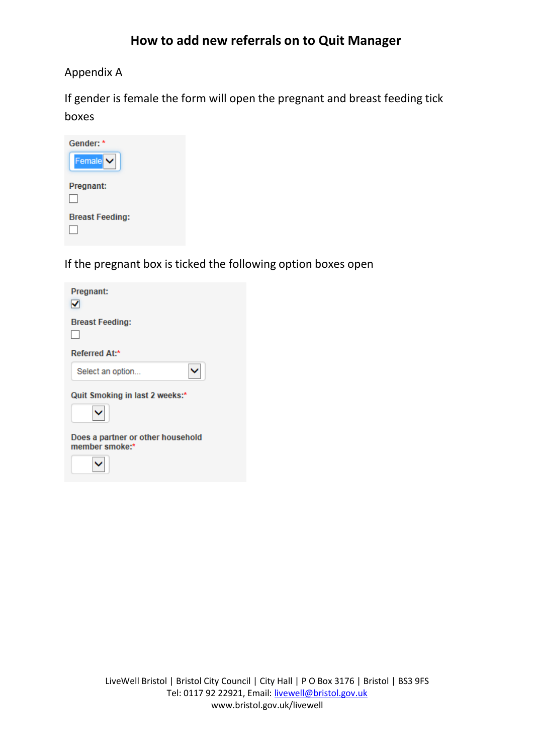## How to add new referrals on to Quit Manager

Appendix A

If gender is female the form will open the pregnant and breast feeding tick boxes

Gender: *

Female

Pregnant:

☐

Breast Feeding:

☐

If the pregnant box is ticked the following option boxes open

Pregnant:

☑

Breast Feeding:

☐

Referred At:*

Select an option...

Quit Smoking in last 2 weeks:*

Does a partner or other household member smoke:*

LiveWell Bristol | Bristol City Council | City Hall | P O Box 3176 | Bristol | BS3 9FS
Tel: 0117 92 22921, Email: livewell@bristol.gov.uk
www.bristol.gov.uk/livewell